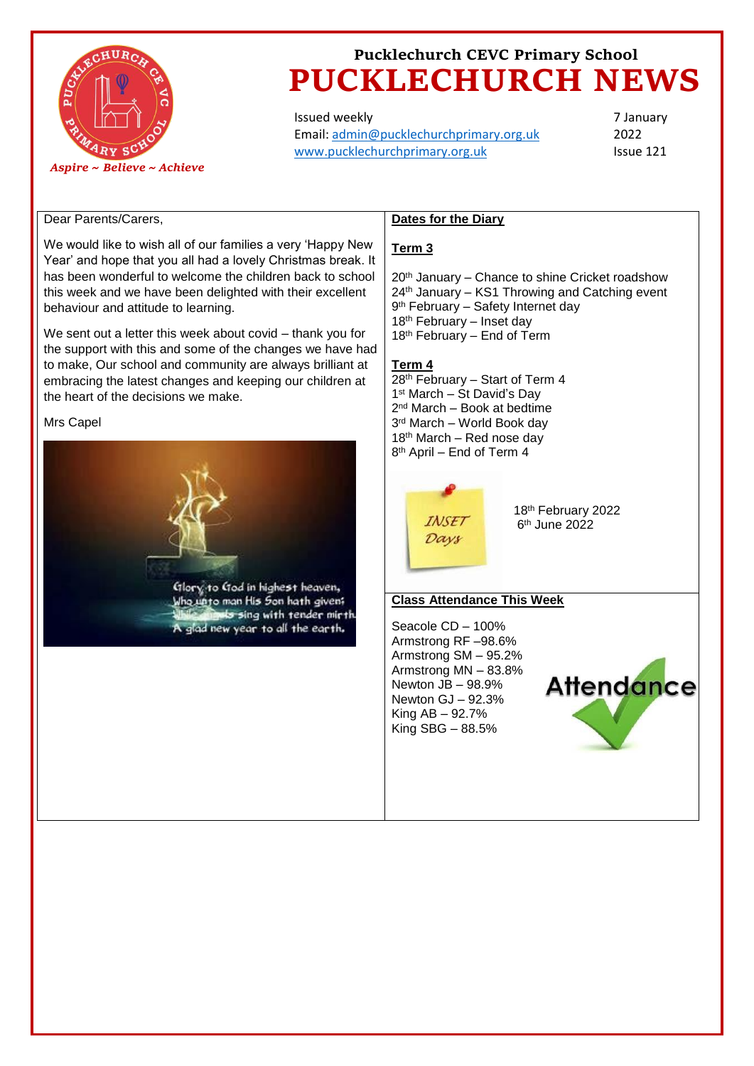Pucklechurch CEVC Primary School

# PUCKLECHURCH NEWS

*Aspire ~ Believe ~ Achieve*

Issued weekly
Email: admin@pucklechurchprimary.org.uk
www.pucklechurchprimary.org.uk

7 January 2022
Issue 121

Dear Parents/Carers,

We would like to wish all of our families a very 'Happy New Year' and hope that you all had a lovely Christmas break. It has been wonderful to welcome the children back to school this week and we have been delighted with their excellent behaviour and attitude to learning.

We sent out a letter this week about covid – thank you for the support with this and some of the changes we have had to make, Our school and community are always brilliant at embracing the latest changes and keeping our children at the heart of the decisions we make.

Mrs Capel

Glory to God in highest heaven,
Who unto man His Son hath given;
While angels sing with tender mirth,
A glad new year to all the earth.

## Dates for the Diary

### Term 3

20th January – Chance to shine Cricket roadshow
24th January – KS1 Throwing and Catching event
9th February – Safety Internet day
18th February – Inset day
18th February – End of Term

### Term 4

28th February – Start of Term 4
1st March – St David's Day
2nd March – Book at bedtime
3rd March – World Book day
18th March – Red nose day
8th April – End of Term 4

INSET Days

18th February 2022
6th June 2022

## Class Attendance This Week

Seacole CD – 100%
Armstrong RF –98.6%
Armstrong SM – 95.2%
Armstrong MN – 83.8%
Newton JB – 98.9%
Newton GJ – 92.3%
King AB – 92.7%
King SBG – 88.5%

Attendance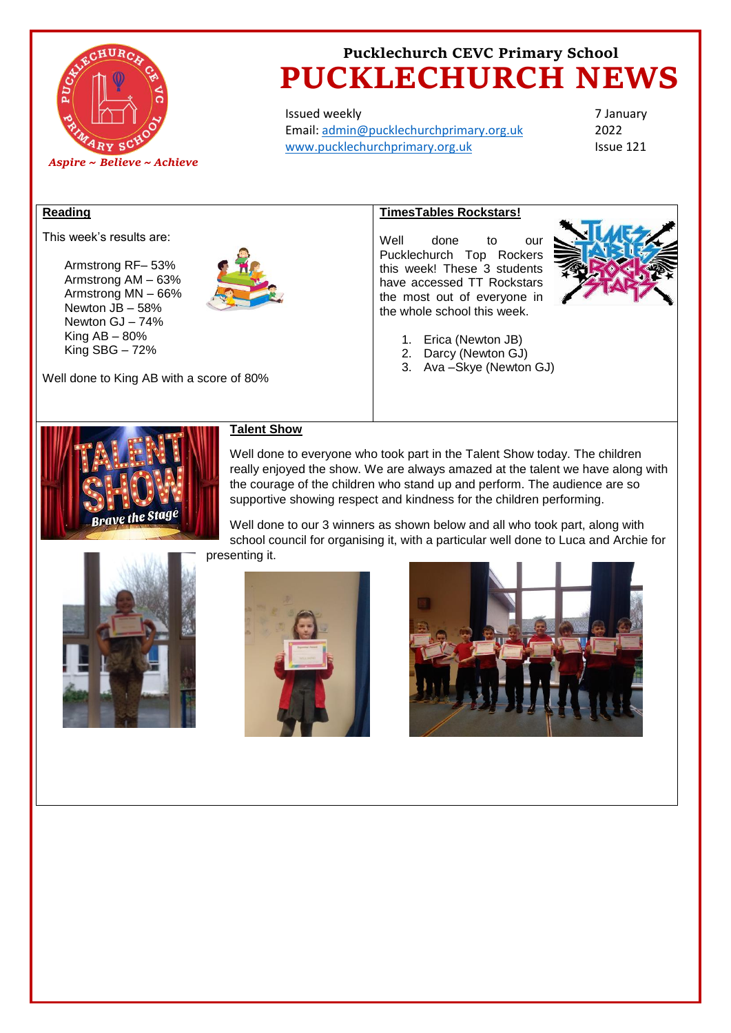# Pucklechurch CEVC Primary School

# PUCKLECHURCH NEWS

*Aspire ~ Believe ~ Achieve*

Issued weekly
Email: admin@pucklechurchprimary.org.uk
www.pucklechurchprimary.org.uk

7 January 2022
Issue 121

## Reading

This week's results are:

- Armstrong RF– 53%
- Armstrong AM – 63%
- Armstrong MN – 66%
- Newton JB – 58%
- Newton GJ – 74%
- King AB – 80%
- King SBG – 72%

Well done to King AB with a score of 80%

## TimesTables Rockstars!

Well done to our Pucklechurch Top Rockers this week! These 3 students have accessed TT Rockstars the most out of everyone in the whole school this week.

1. Erica (Newton JB)
2. Darcy (Newton GJ)
3. Ava –Skye (Newton GJ)

## Talent Show

Well done to everyone who took part in the Talent Show today. The children really enjoyed the show. We are always amazed at the talent we have along with the courage of the children who stand up and perform. The audience are so supportive showing respect and kindness for the children performing.

Well done to our 3 winners as shown below and all who took part, along with school council for organising it, with a particular well done to Luca and Archie for presenting it.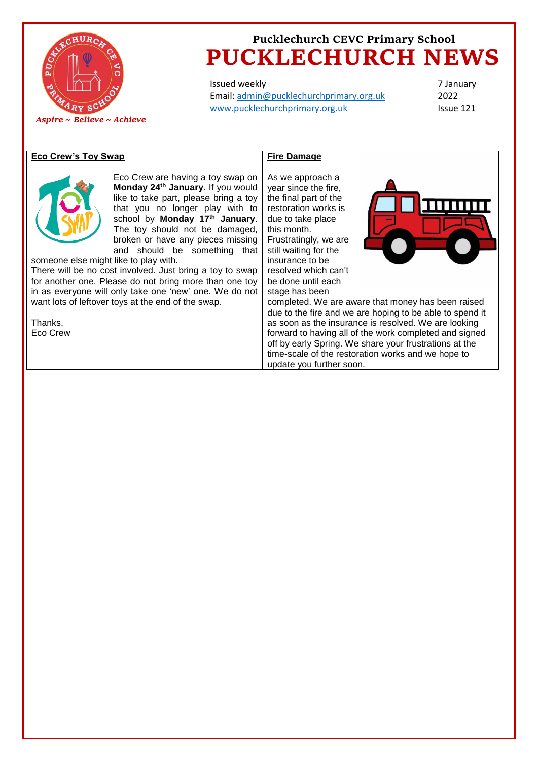Pucklechurch CEVC Primary School

# PUCKLECHURCH NEWS

*Aspire ~ Believe ~ Achieve*

Issued weekly
Email: admin@pucklechurchprimary.org.uk
www.pucklechurchprimary.org.uk

7 January 2022
Issue 121

## Eco Crew's Toy Swap

Eco Crew are having a toy swap on **Monday 24th January**. If you would like to take part, please bring a toy that you no longer play with to school by **Monday 17th January**. The toy should not be damaged, broken or have any pieces missing and should be something that someone else might like to play with.

There will be no cost involved. Just bring a toy to swap for another one. Please do not bring more than one toy in as everyone will only take one 'new' one. We do not want lots of leftover toys at the end of the swap.

Thanks,
Eco Crew

## Fire Damage

As we approach a year since the fire, the final part of the restoration works is due to take place this month. Frustratingly, we are still waiting for the insurance to be resolved which can't be done until each stage has been completed. We are aware that money has been raised due to the fire and we are hoping to be able to spend it as soon as the insurance is resolved. We are looking forward to having all of the work completed and signed off by early Spring. We share your frustrations at the time-scale of the restoration works and we hope to update you further soon.